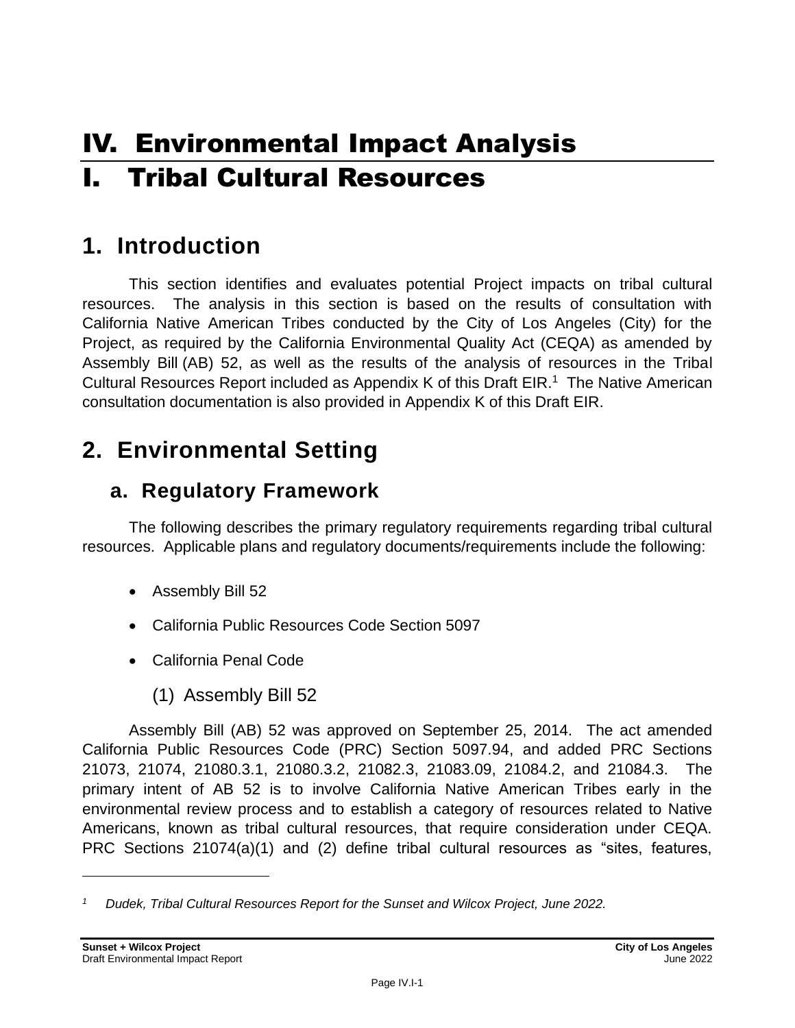# IV. Environmental Impact Analysis

# I. Tribal Cultural Resources

## 1. Introduction

This section identifies and evaluates potential Project impacts on tribal cultural resources. The analysis in this section is based on the results of consultation with California Native American Tribes conducted by the City of Los Angeles (City) for the Project, as required by the California Environmental Quality Act (CEQA) as amended by Assembly Bill (AB) 52, as well as the results of the analysis of resources in the Tribal Cultural Resources Report included as Appendix K of this Draft EIR.[1] The Native American consultation documentation is also provided in Appendix K of this Draft EIR.

## 2. Environmental Setting

### a. Regulatory Framework

The following describes the primary regulatory requirements regarding tribal cultural resources. Applicable plans and regulatory documents/requirements include the following:

- Assembly Bill 52
- California Public Resources Code Section 5097
- California Penal Code

#### (1) Assembly Bill 52

Assembly Bill (AB) 52 was approved on September 25, 2014. The act amended California Public Resources Code (PRC) Section 5097.94, and added PRC Sections 21073, 21074, 21080.3.1, 21080.3.2, 21082.3, 21083.09, 21084.2, and 21084.3. The primary intent of AB 52 is to involve California Native American Tribes early in the environmental review process and to establish a category of resources related to Native Americans, known as tribal cultural resources, that require consideration under CEQA. PRC Sections 21074(a)(1) and (2) define tribal cultural resources as "sites, features,

[1] *Dudek, Tribal Cultural Resources Report for the Sunset and Wilcox Project, June 2022.*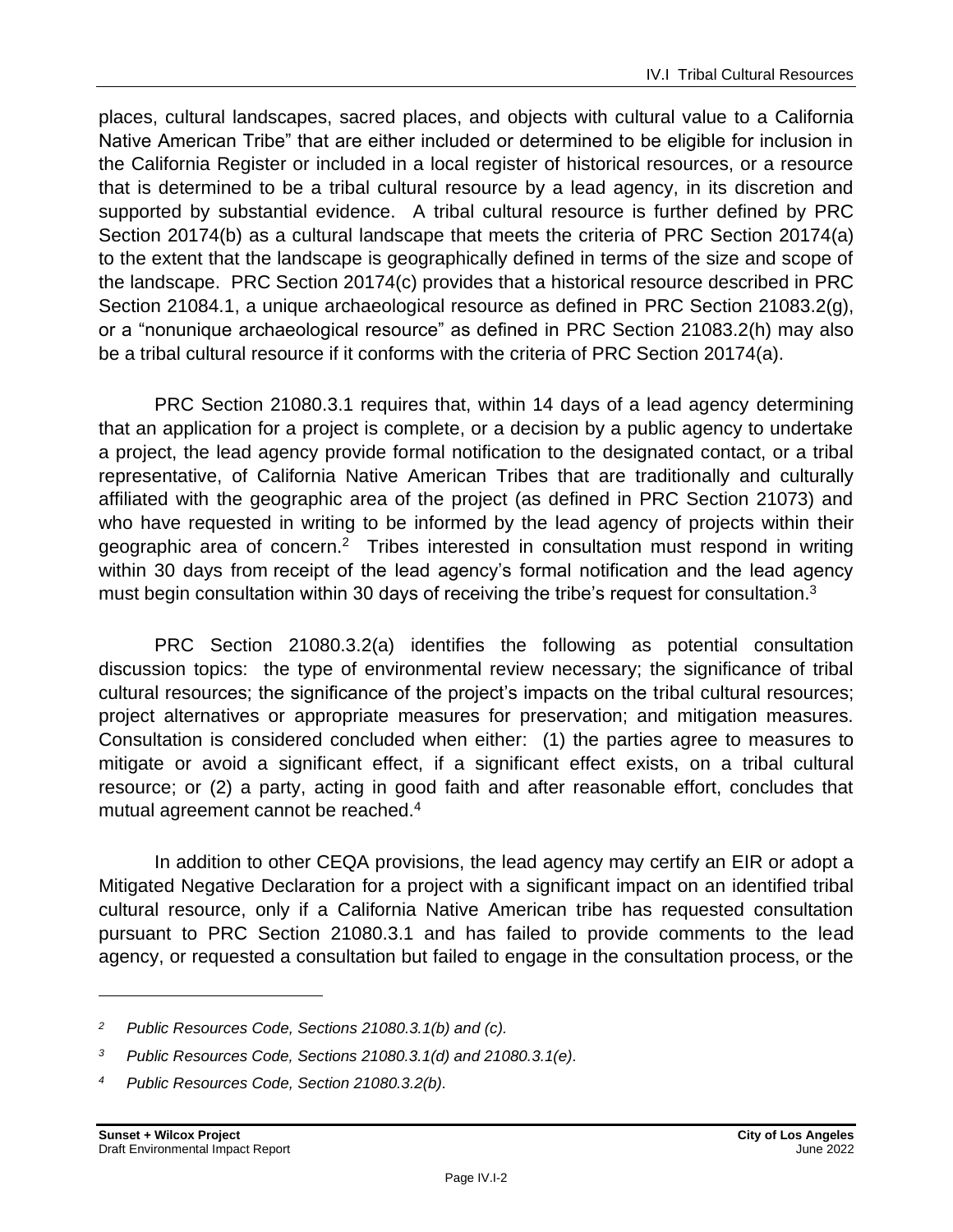places, cultural landscapes, sacred places, and objects with cultural value to a California Native American Tribe" that are either included or determined to be eligible for inclusion in the California Register or included in a local register of historical resources, or a resource that is determined to be a tribal cultural resource by a lead agency, in its discretion and supported by substantial evidence. A tribal cultural resource is further defined by PRC Section 20174(b) as a cultural landscape that meets the criteria of PRC Section 20174(a) to the extent that the landscape is geographically defined in terms of the size and scope of the landscape. PRC Section 20174(c) provides that a historical resource described in PRC Section 21084.1, a unique archaeological resource as defined in PRC Section 21083.2(g), or a "nonunique archaeological resource" as defined in PRC Section 21083.2(h) may also be a tribal cultural resource if it conforms with the criteria of PRC Section 20174(a).

PRC Section 21080.3.1 requires that, within 14 days of a lead agency determining that an application for a project is complete, or a decision by a public agency to undertake a project, the lead agency provide formal notification to the designated contact, or a tribal representative, of California Native American Tribes that are traditionally and culturally affiliated with the geographic area of the project (as defined in PRC Section 21073) and who have requested in writing to be informed by the lead agency of projects within their geographic area of concern.[2] Tribes interested in consultation must respond in writing within 30 days from receipt of the lead agency's formal notification and the lead agency must begin consultation within 30 days of receiving the tribe's request for consultation.[3]

PRC Section 21080.3.2(a) identifies the following as potential consultation discussion topics: the type of environmental review necessary; the significance of tribal cultural resources; the significance of the project's impacts on the tribal cultural resources; project alternatives or appropriate measures for preservation; and mitigation measures. Consultation is considered concluded when either: (1) the parties agree to measures to mitigate or avoid a significant effect, if a significant effect exists, on a tribal cultural resource; or (2) a party, acting in good faith and after reasonable effort, concludes that mutual agreement cannot be reached.[4]

In addition to other CEQA provisions, the lead agency may certify an EIR or adopt a Mitigated Negative Declaration for a project with a significant impact on an identified tribal cultural resource, only if a California Native American tribe has requested consultation pursuant to PRC Section 21080.3.1 and has failed to provide comments to the lead agency, or requested a consultation but failed to engage in the consultation process, or the

---

[2] *Public Resources Code, Sections 21080.3.1(b) and (c).*

[3] *Public Resources Code, Sections 21080.3.1(d) and 21080.3.1(e).*

[4] *Public Resources Code, Section 21080.3.2(b).*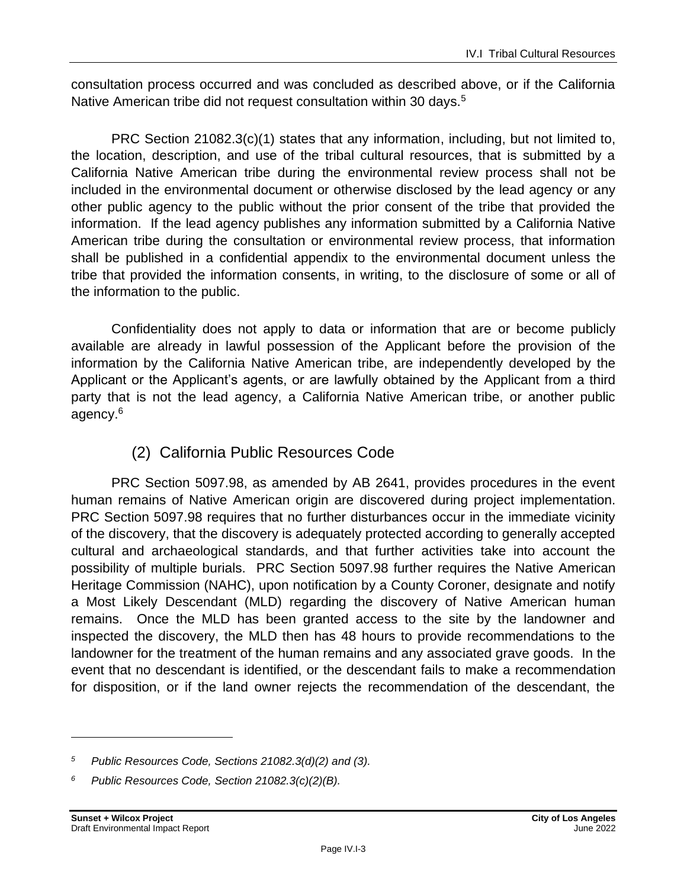consultation process occurred and was concluded as described above, or if the California Native American tribe did not request consultation within 30 days.[5]

PRC Section 21082.3(c)(1) states that any information, including, but not limited to, the location, description, and use of the tribal cultural resources, that is submitted by a California Native American tribe during the environmental review process shall not be included in the environmental document or otherwise disclosed by the lead agency or any other public agency to the public without the prior consent of the tribe that provided the information. If the lead agency publishes any information submitted by a California Native American tribe during the consultation or environmental review process, that information shall be published in a confidential appendix to the environmental document unless the tribe that provided the information consents, in writing, to the disclosure of some or all of the information to the public.

Confidentiality does not apply to data or information that are or become publicly available are already in lawful possession of the Applicant before the provision of the information by the California Native American tribe, are independently developed by the Applicant or the Applicant's agents, or are lawfully obtained by the Applicant from a third party that is not the lead agency, a California Native American tribe, or another public agency.[6]

### (2) California Public Resources Code

PRC Section 5097.98, as amended by AB 2641, provides procedures in the event human remains of Native American origin are discovered during project implementation. PRC Section 5097.98 requires that no further disturbances occur in the immediate vicinity of the discovery, that the discovery is adequately protected according to generally accepted cultural and archaeological standards, and that further activities take into account the possibility of multiple burials. PRC Section 5097.98 further requires the Native American Heritage Commission (NAHC), upon notification by a County Coroner, designate and notify a Most Likely Descendant (MLD) regarding the discovery of Native American human remains. Once the MLD has been granted access to the site by the landowner and inspected the discovery, the MLD then has 48 hours to provide recommendations to the landowner for the treatment of the human remains and any associated grave goods. In the event that no descendant is identified, or the descendant fails to make a recommendation for disposition, or if the land owner rejects the recommendation of the descendant, the

---

[5] *Public Resources Code, Sections 21082.3(d)(2) and (3).*

[6] *Public Resources Code, Section 21082.3(c)(2)(B).*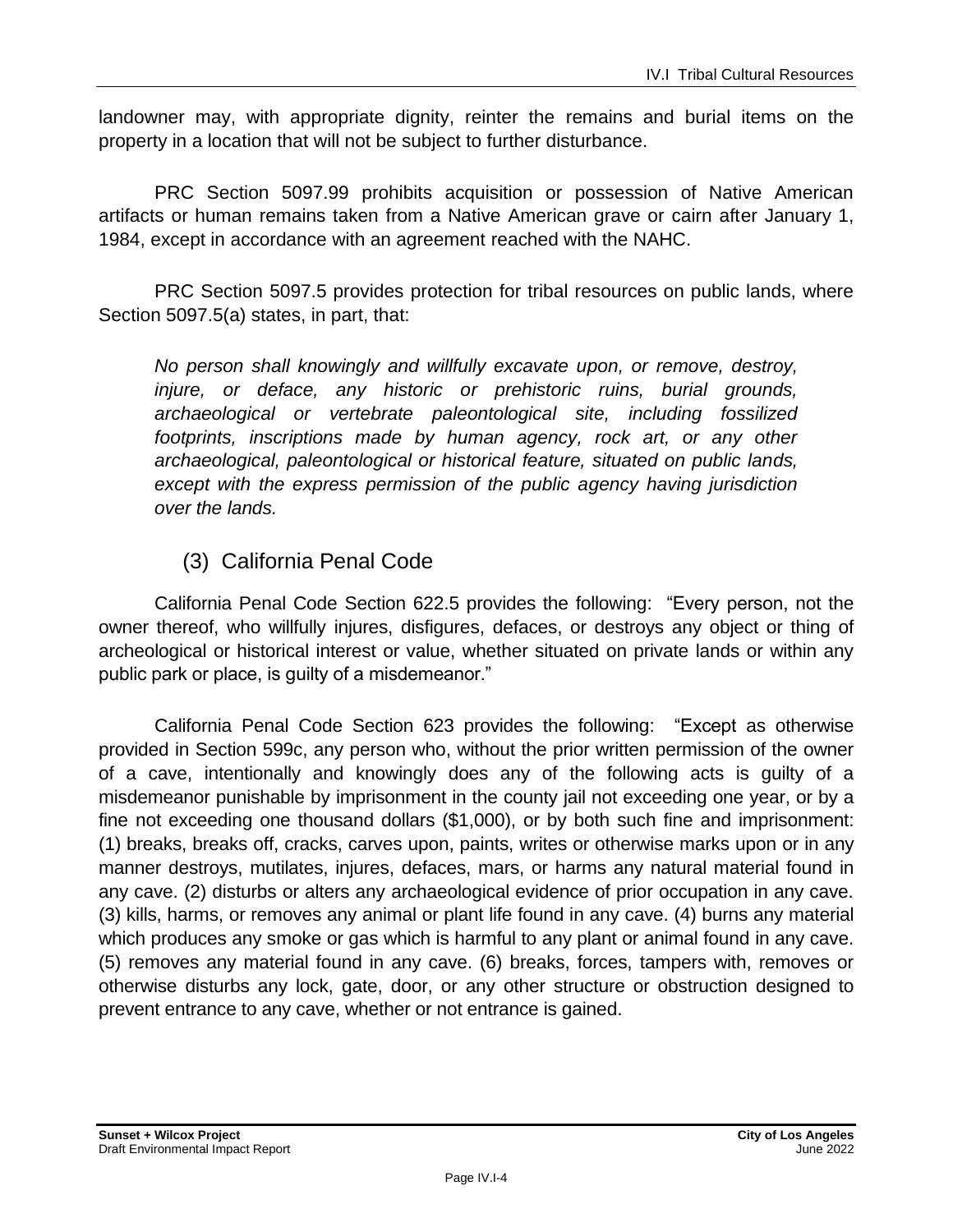landowner may, with appropriate dignity, reinter the remains and burial items on the property in a location that will not be subject to further disturbance.

PRC Section 5097.99 prohibits acquisition or possession of Native American artifacts or human remains taken from a Native American grave or cairn after January 1, 1984, except in accordance with an agreement reached with the NAHC.

PRC Section 5097.5 provides protection for tribal resources on public lands, where Section 5097.5(a) states, in part, that:

> *No person shall knowingly and willfully excavate upon, or remove, destroy, injure, or deface, any historic or prehistoric ruins, burial grounds, archaeological or vertebrate paleontological site, including fossilized footprints, inscriptions made by human agency, rock art, or any other archaeological, paleontological or historical feature, situated on public lands, except with the express permission of the public agency having jurisdiction over the lands.*

### (3) California Penal Code

California Penal Code Section 622.5 provides the following: "Every person, not the owner thereof, who willfully injures, disfigures, defaces, or destroys any object or thing of archeological or historical interest or value, whether situated on private lands or within any public park or place, is guilty of a misdemeanor."

California Penal Code Section 623 provides the following: "Except as otherwise provided in Section 599c, any person who, without the prior written permission of the owner of a cave, intentionally and knowingly does any of the following acts is guilty of a misdemeanor punishable by imprisonment in the county jail not exceeding one year, or by a fine not exceeding one thousand dollars ($1,000), or by both such fine and imprisonment: (1) breaks, breaks off, cracks, carves upon, paints, writes or otherwise marks upon or in any manner destroys, mutilates, injures, defaces, mars, or harms any natural material found in any cave. (2) disturbs or alters any archaeological evidence of prior occupation in any cave. (3) kills, harms, or removes any animal or plant life found in any cave. (4) burns any material which produces any smoke or gas which is harmful to any plant or animal found in any cave. (5) removes any material found in any cave. (6) breaks, forces, tampers with, removes or otherwise disturbs any lock, gate, door, or any other structure or obstruction designed to prevent entrance to any cave, whether or not entrance is gained.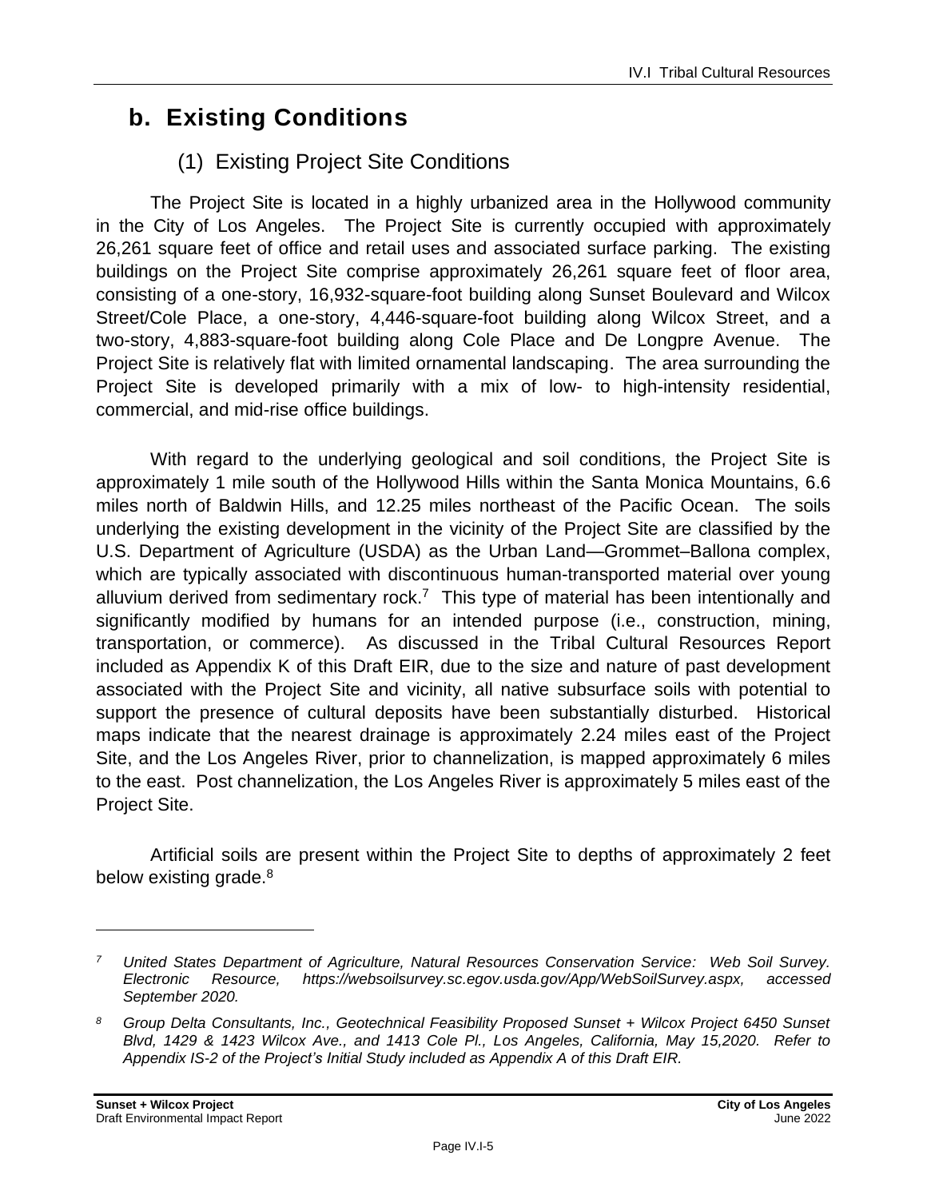## b. Existing Conditions

### (1) Existing Project Site Conditions

The Project Site is located in a highly urbanized area in the Hollywood community in the City of Los Angeles. The Project Site is currently occupied with approximately 26,261 square feet of office and retail uses and associated surface parking. The existing buildings on the Project Site comprise approximately 26,261 square feet of floor area, consisting of a one-story, 16,932-square-foot building along Sunset Boulevard and Wilcox Street/Cole Place, a one-story, 4,446-square-foot building along Wilcox Street, and a two-story, 4,883-square-foot building along Cole Place and De Longpre Avenue. The Project Site is relatively flat with limited ornamental landscaping. The area surrounding the Project Site is developed primarily with a mix of low- to high-intensity residential, commercial, and mid-rise office buildings.

With regard to the underlying geological and soil conditions, the Project Site is approximately 1 mile south of the Hollywood Hills within the Santa Monica Mountains, 6.6 miles north of Baldwin Hills, and 12.25 miles northeast of the Pacific Ocean. The soils underlying the existing development in the vicinity of the Project Site are classified by the U.S. Department of Agriculture (USDA) as the Urban Land—Grommet–Ballona complex, which are typically associated with discontinuous human-transported material over young alluvium derived from sedimentary rock.[7] This type of material has been intentionally and significantly modified by humans for an intended purpose (i.e., construction, mining, transportation, or commerce). As discussed in the Tribal Cultural Resources Report included as Appendix K of this Draft EIR, due to the size and nature of past development associated with the Project Site and vicinity, all native subsurface soils with potential to support the presence of cultural deposits have been substantially disturbed. Historical maps indicate that the nearest drainage is approximately 2.24 miles east of the Project Site, and the Los Angeles River, prior to channelization, is mapped approximately 6 miles to the east. Post channelization, the Los Angeles River is approximately 5 miles east of the Project Site.

Artificial soils are present within the Project Site to depths of approximately 2 feet below existing grade.[8]

---

[7] *United States Department of Agriculture, Natural Resources Conservation Service: Web Soil Survey. Electronic Resource, https://websoilsurvey.sc.egov.usda.gov/App/WebSoilSurvey.aspx, accessed September 2020.*

[8] *Group Delta Consultants, Inc., Geotechnical Feasibility Proposed Sunset + Wilcox Project 6450 Sunset Blvd, 1429 & 1423 Wilcox Ave., and 1413 Cole Pl., Los Angeles, California, May 15,2020. Refer to Appendix IS-2 of the Project's Initial Study included as Appendix A of this Draft EIR.*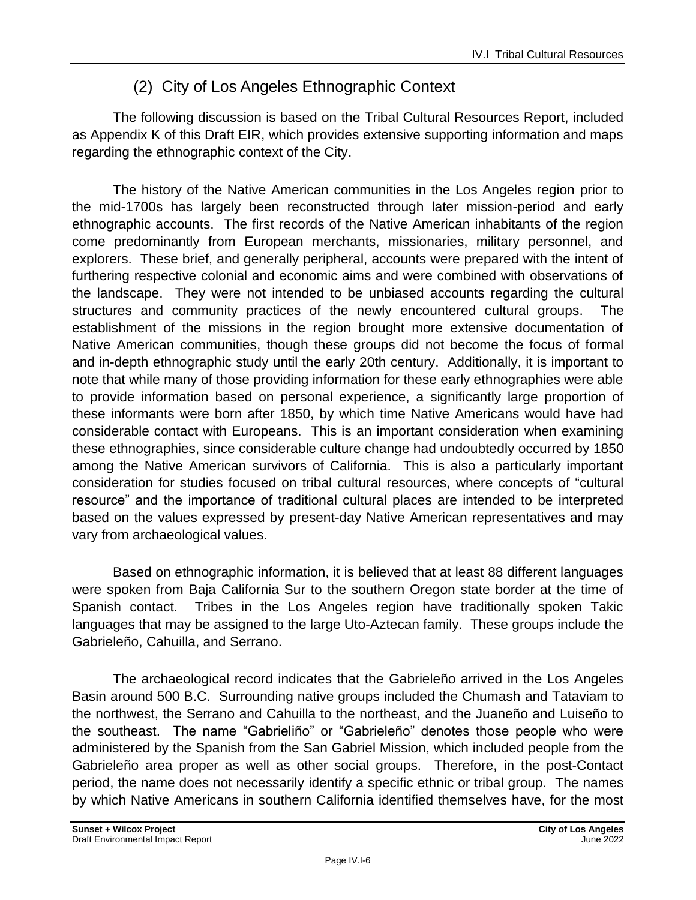### (2) City of Los Angeles Ethnographic Context

The following discussion is based on the Tribal Cultural Resources Report, included as Appendix K of this Draft EIR, which provides extensive supporting information and maps regarding the ethnographic context of the City.

The history of the Native American communities in the Los Angeles region prior to the mid-1700s has largely been reconstructed through later mission-period and early ethnographic accounts. The first records of the Native American inhabitants of the region come predominantly from European merchants, missionaries, military personnel, and explorers. These brief, and generally peripheral, accounts were prepared with the intent of furthering respective colonial and economic aims and were combined with observations of the landscape. They were not intended to be unbiased accounts regarding the cultural structures and community practices of the newly encountered cultural groups. The establishment of the missions in the region brought more extensive documentation of Native American communities, though these groups did not become the focus of formal and in-depth ethnographic study until the early 20th century. Additionally, it is important to note that while many of those providing information for these early ethnographies were able to provide information based on personal experience, a significantly large proportion of these informants were born after 1850, by which time Native Americans would have had considerable contact with Europeans. This is an important consideration when examining these ethnographies, since considerable culture change had undoubtedly occurred by 1850 among the Native American survivors of California. This is also a particularly important consideration for studies focused on tribal cultural resources, where concepts of "cultural resource" and the importance of traditional cultural places are intended to be interpreted based on the values expressed by present-day Native American representatives and may vary from archaeological values.

Based on ethnographic information, it is believed that at least 88 different languages were spoken from Baja California Sur to the southern Oregon state border at the time of Spanish contact. Tribes in the Los Angeles region have traditionally spoken Takic languages that may be assigned to the large Uto-Aztecan family. These groups include the Gabrieleño, Cahuilla, and Serrano.

The archaeological record indicates that the Gabrieleño arrived in the Los Angeles Basin around 500 B.C. Surrounding native groups included the Chumash and Tataviam to the northwest, the Serrano and Cahuilla to the northeast, and the Juaneño and Luiseño to the southeast. The name "Gabrieliño" or "Gabrieleño" denotes those people who were administered by the Spanish from the San Gabriel Mission, which included people from the Gabrieleño area proper as well as other social groups. Therefore, in the post-Contact period, the name does not necessarily identify a specific ethnic or tribal group. The names by which Native Americans in southern California identified themselves have, for the most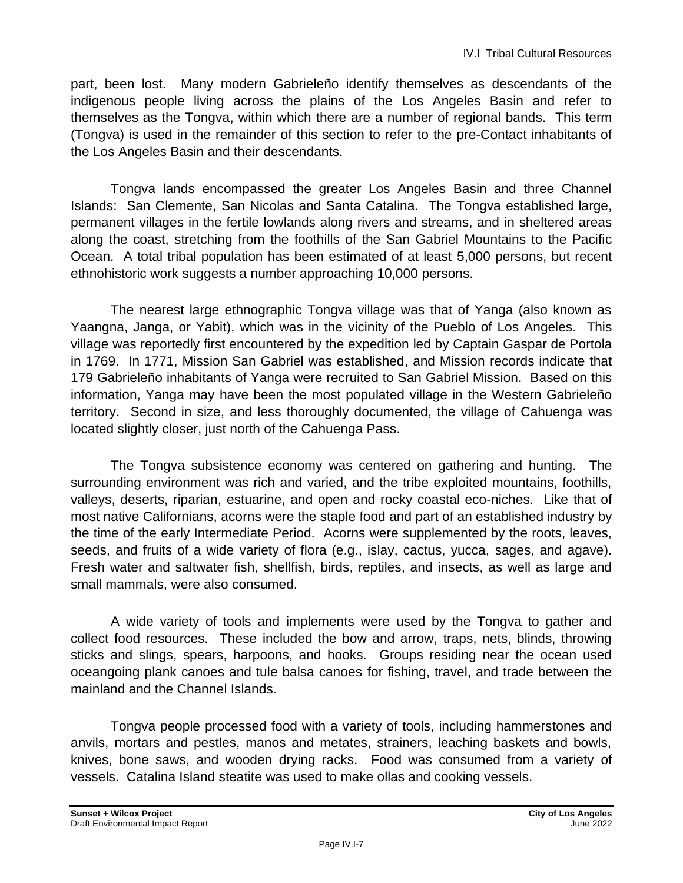part, been lost. Many modern Gabrieleño identify themselves as descendants of the indigenous people living across the plains of the Los Angeles Basin and refer to themselves as the Tongva, within which there are a number of regional bands. This term (Tongva) is used in the remainder of this section to refer to the pre-Contact inhabitants of the Los Angeles Basin and their descendants.

Tongva lands encompassed the greater Los Angeles Basin and three Channel Islands: San Clemente, San Nicolas and Santa Catalina. The Tongva established large, permanent villages in the fertile lowlands along rivers and streams, and in sheltered areas along the coast, stretching from the foothills of the San Gabriel Mountains to the Pacific Ocean. A total tribal population has been estimated of at least 5,000 persons, but recent ethnohistoric work suggests a number approaching 10,000 persons.

The nearest large ethnographic Tongva village was that of Yanga (also known as Yaangna, Janga, or Yabit), which was in the vicinity of the Pueblo of Los Angeles. This village was reportedly first encountered by the expedition led by Captain Gaspar de Portola in 1769. In 1771, Mission San Gabriel was established, and Mission records indicate that 179 Gabrieleño inhabitants of Yanga were recruited to San Gabriel Mission. Based on this information, Yanga may have been the most populated village in the Western Gabrieleño territory. Second in size, and less thoroughly documented, the village of Cahuenga was located slightly closer, just north of the Cahuenga Pass.

The Tongva subsistence economy was centered on gathering and hunting. The surrounding environment was rich and varied, and the tribe exploited mountains, foothills, valleys, deserts, riparian, estuarine, and open and rocky coastal eco-niches. Like that of most native Californians, acorns were the staple food and part of an established industry by the time of the early Intermediate Period. Acorns were supplemented by the roots, leaves, seeds, and fruits of a wide variety of flora (e.g., islay, cactus, yucca, sages, and agave). Fresh water and saltwater fish, shellfish, birds, reptiles, and insects, as well as large and small mammals, were also consumed.

A wide variety of tools and implements were used by the Tongva to gather and collect food resources. These included the bow and arrow, traps, nets, blinds, throwing sticks and slings, spears, harpoons, and hooks. Groups residing near the ocean used oceangoing plank canoes and tule balsa canoes for fishing, travel, and trade between the mainland and the Channel Islands.

Tongva people processed food with a variety of tools, including hammerstones and anvils, mortars and pestles, manos and metates, strainers, leaching baskets and bowls, knives, bone saws, and wooden drying racks. Food was consumed from a variety of vessels. Catalina Island steatite was used to make ollas and cooking vessels.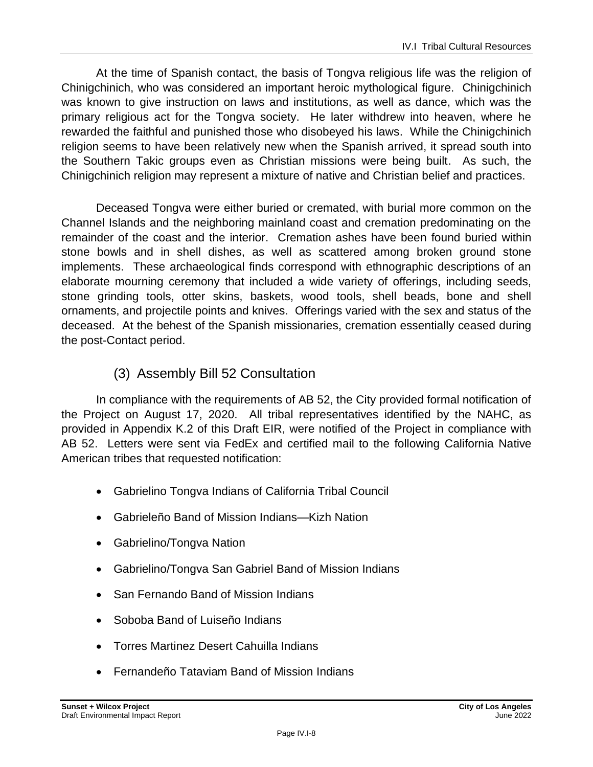At the time of Spanish contact, the basis of Tongva religious life was the religion of Chinigchinich, who was considered an important heroic mythological figure. Chinigchinich was known to give instruction on laws and institutions, as well as dance, which was the primary religious act for the Tongva society. He later withdrew into heaven, where he rewarded the faithful and punished those who disobeyed his laws. While the Chinigchinich religion seems to have been relatively new when the Spanish arrived, it spread south into the Southern Takic groups even as Christian missions were being built. As such, the Chinigchinich religion may represent a mixture of native and Christian belief and practices.

Deceased Tongva were either buried or cremated, with burial more common on the Channel Islands and the neighboring mainland coast and cremation predominating on the remainder of the coast and the interior. Cremation ashes have been found buried within stone bowls and in shell dishes, as well as scattered among broken ground stone implements. These archaeological finds correspond with ethnographic descriptions of an elaborate mourning ceremony that included a wide variety of offerings, including seeds, stone grinding tools, otter skins, baskets, wood tools, shell beads, bone and shell ornaments, and projectile points and knives. Offerings varied with the sex and status of the deceased. At the behest of the Spanish missionaries, cremation essentially ceased during the post-Contact period.

### (3) Assembly Bill 52 Consultation

In compliance with the requirements of AB 52, the City provided formal notification of the Project on August 17, 2020. All tribal representatives identified by the NAHC, as provided in Appendix K.2 of this Draft EIR, were notified of the Project in compliance with AB 52. Letters were sent via FedEx and certified mail to the following California Native American tribes that requested notification:

- Gabrielino Tongva Indians of California Tribal Council
- Gabrieleño Band of Mission Indians—Kizh Nation
- Gabrielino/Tongva Nation
- Gabrielino/Tongva San Gabriel Band of Mission Indians
- San Fernando Band of Mission Indians
- Soboba Band of Luiseño Indians
- Torres Martinez Desert Cahuilla Indians
- Fernandeño Tataviam Band of Mission Indians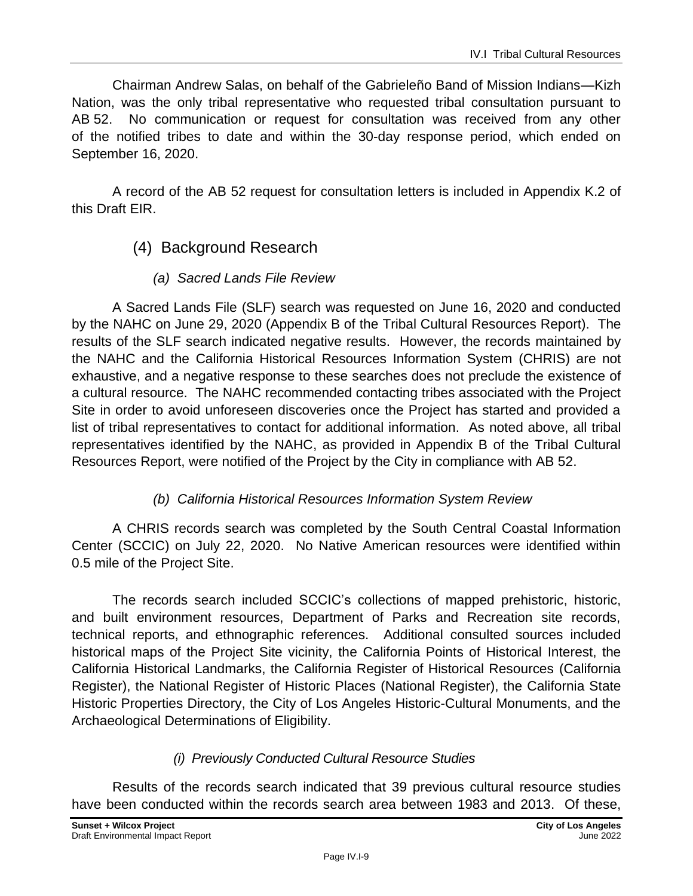Chairman Andrew Salas, on behalf of the Gabrieleño Band of Mission Indians—Kizh Nation, was the only tribal representative who requested tribal consultation pursuant to AB 52. No communication or request for consultation was received from any other of the notified tribes to date and within the 30-day response period, which ended on September 16, 2020.

A record of the AB 52 request for consultation letters is included in Appendix K.2 of this Draft EIR.

### (4) Background Research

#### *(a) Sacred Lands File Review*

A Sacred Lands File (SLF) search was requested on June 16, 2020 and conducted by the NAHC on June 29, 2020 (Appendix B of the Tribal Cultural Resources Report). The results of the SLF search indicated negative results. However, the records maintained by the NAHC and the California Historical Resources Information System (CHRIS) are not exhaustive, and a negative response to these searches does not preclude the existence of a cultural resource. The NAHC recommended contacting tribes associated with the Project Site in order to avoid unforeseen discoveries once the Project has started and provided a list of tribal representatives to contact for additional information. As noted above, all tribal representatives identified by the NAHC, as provided in Appendix B of the Tribal Cultural Resources Report, were notified of the Project by the City in compliance with AB 52.

#### *(b) California Historical Resources Information System Review*

A CHRIS records search was completed by the South Central Coastal Information Center (SCCIC) on July 22, 2020. No Native American resources were identified within 0.5 mile of the Project Site.

The records search included SCCIC's collections of mapped prehistoric, historic, and built environment resources, Department of Parks and Recreation site records, technical reports, and ethnographic references. Additional consulted sources included historical maps of the Project Site vicinity, the California Points of Historical Interest, the California Historical Landmarks, the California Register of Historical Resources (California Register), the National Register of Historic Places (National Register), the California State Historic Properties Directory, the City of Los Angeles Historic-Cultural Monuments, and the Archaeological Determinations of Eligibility.

##### *(i) Previously Conducted Cultural Resource Studies*

Results of the records search indicated that 39 previous cultural resource studies have been conducted within the records search area between 1983 and 2013. Of these,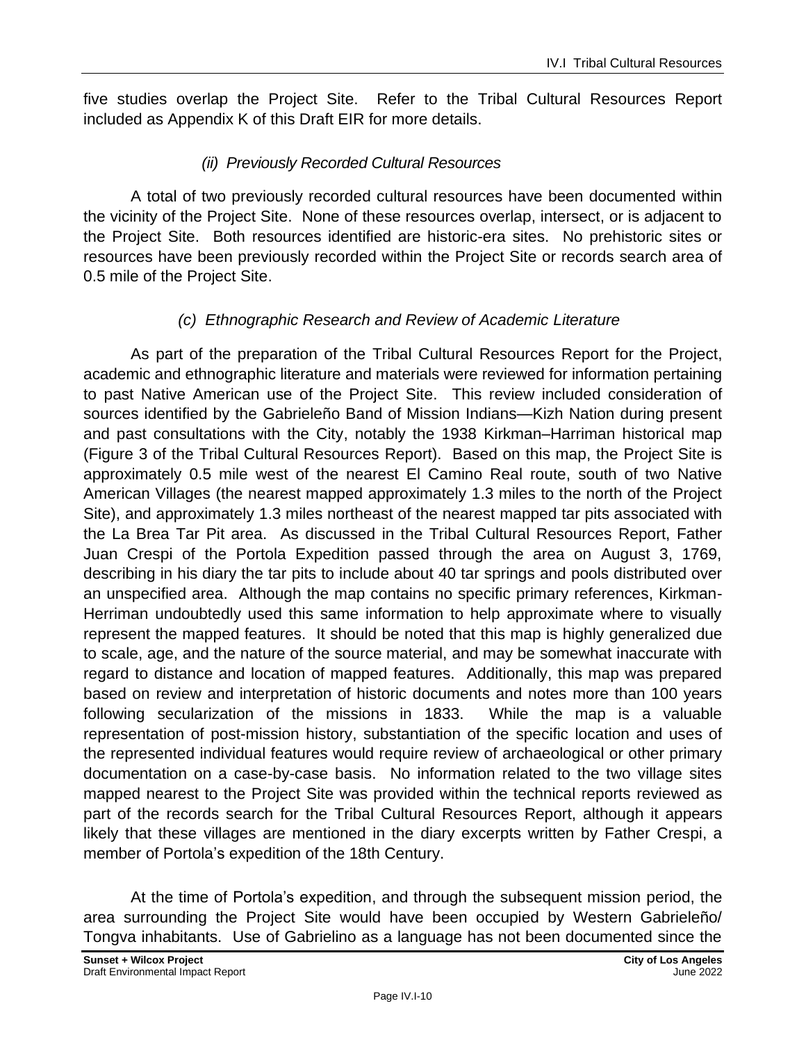five studies overlap the Project Site. Refer to the Tribal Cultural Resources Report included as Appendix K of this Draft EIR for more details.

*(ii) Previously Recorded Cultural Resources*

A total of two previously recorded cultural resources have been documented within the vicinity of the Project Site. None of these resources overlap, intersect, or is adjacent to the Project Site. Both resources identified are historic-era sites. No prehistoric sites or resources have been previously recorded within the Project Site or records search area of 0.5 mile of the Project Site.

*(c) Ethnographic Research and Review of Academic Literature*

As part of the preparation of the Tribal Cultural Resources Report for the Project, academic and ethnographic literature and materials were reviewed for information pertaining to past Native American use of the Project Site. This review included consideration of sources identified by the Gabrieleño Band of Mission Indians—Kizh Nation during present and past consultations with the City, notably the 1938 Kirkman–Harriman historical map (Figure 3 of the Tribal Cultural Resources Report). Based on this map, the Project Site is approximately 0.5 mile west of the nearest El Camino Real route, south of two Native American Villages (the nearest mapped approximately 1.3 miles to the north of the Project Site), and approximately 1.3 miles northeast of the nearest mapped tar pits associated with the La Brea Tar Pit area. As discussed in the Tribal Cultural Resources Report, Father Juan Crespi of the Portola Expedition passed through the area on August 3, 1769, describing in his diary the tar pits to include about 40 tar springs and pools distributed over an unspecified area. Although the map contains no specific primary references, Kirkman-Herriman undoubtedly used this same information to help approximate where to visually represent the mapped features. It should be noted that this map is highly generalized due to scale, age, and the nature of the source material, and may be somewhat inaccurate with regard to distance and location of mapped features. Additionally, this map was prepared based on review and interpretation of historic documents and notes more than 100 years following secularization of the missions in 1833. While the map is a valuable representation of post-mission history, substantiation of the specific location and uses of the represented individual features would require review of archaeological or other primary documentation on a case-by-case basis. No information related to the two village sites mapped nearest to the Project Site was provided within the technical reports reviewed as part of the records search for the Tribal Cultural Resources Report, although it appears likely that these villages are mentioned in the diary excerpts written by Father Crespi, a member of Portola's expedition of the 18th Century.

At the time of Portola's expedition, and through the subsequent mission period, the area surrounding the Project Site would have been occupied by Western Gabrieleño/ Tongva inhabitants. Use of Gabrielino as a language has not been documented since the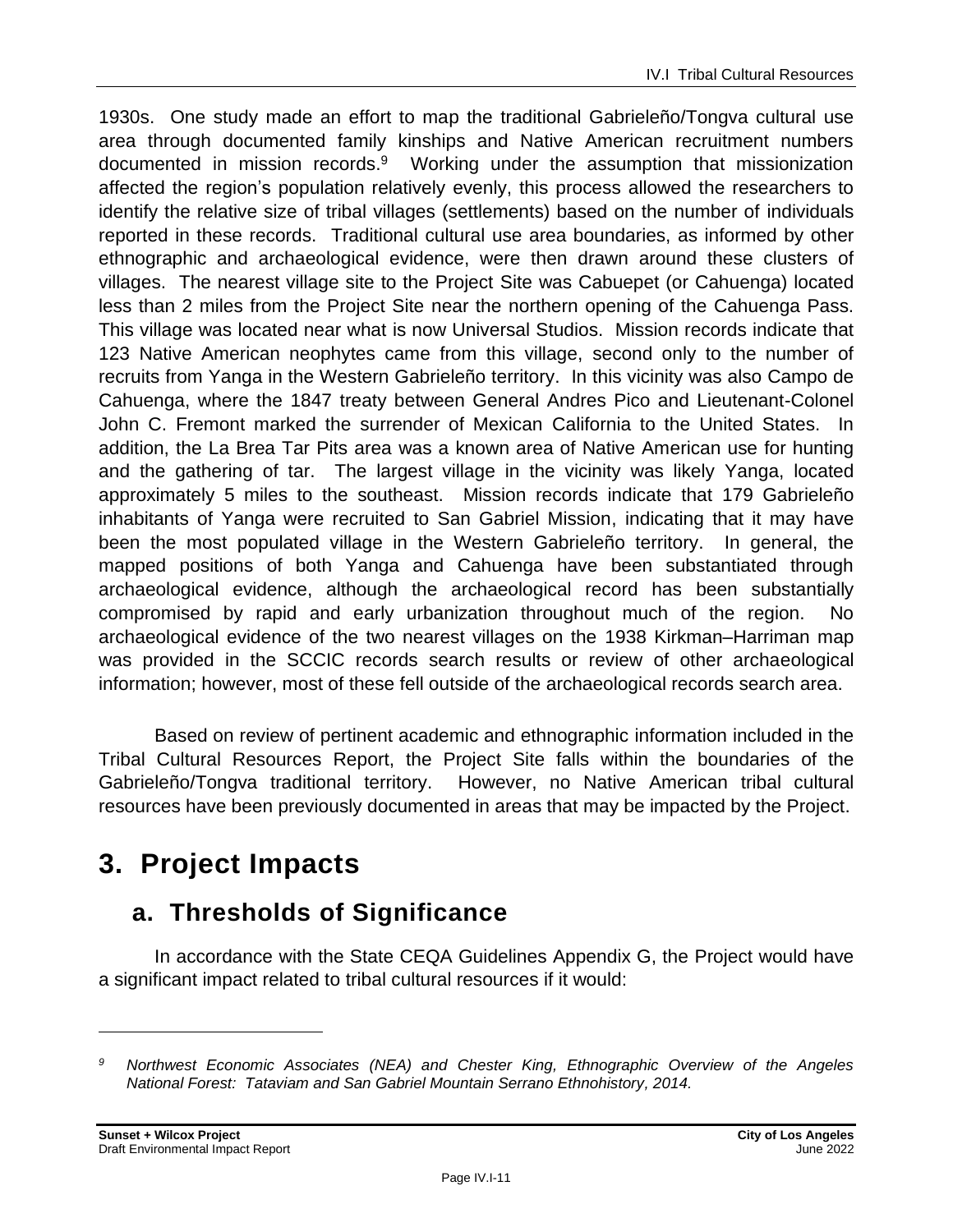1930s. One study made an effort to map the traditional Gabrieleño/Tongva cultural use area through documented family kinships and Native American recruitment numbers documented in mission records.[9] Working under the assumption that missionization affected the region's population relatively evenly, this process allowed the researchers to identify the relative size of tribal villages (settlements) based on the number of individuals reported in these records. Traditional cultural use area boundaries, as informed by other ethnographic and archaeological evidence, were then drawn around these clusters of villages. The nearest village site to the Project Site was Cabuepet (or Cahuenga) located less than 2 miles from the Project Site near the northern opening of the Cahuenga Pass. This village was located near what is now Universal Studios. Mission records indicate that 123 Native American neophytes came from this village, second only to the number of recruits from Yanga in the Western Gabrieleño territory. In this vicinity was also Campo de Cahuenga, where the 1847 treaty between General Andres Pico and Lieutenant-Colonel John C. Fremont marked the surrender of Mexican California to the United States. In addition, the La Brea Tar Pits area was a known area of Native American use for hunting and the gathering of tar. The largest village in the vicinity was likely Yanga, located approximately 5 miles to the southeast. Mission records indicate that 179 Gabrieleño inhabitants of Yanga were recruited to San Gabriel Mission, indicating that it may have been the most populated village in the Western Gabrieleño territory. In general, the mapped positions of both Yanga and Cahuenga have been substantiated through archaeological evidence, although the archaeological record has been substantially compromised by rapid and early urbanization throughout much of the region. No archaeological evidence of the two nearest villages on the 1938 Kirkman–Harriman map was provided in the SCCIC records search results or review of other archaeological information; however, most of these fell outside of the archaeological records search area.

Based on review of pertinent academic and ethnographic information included in the Tribal Cultural Resources Report, the Project Site falls within the boundaries of the Gabrieleño/Tongva traditional territory. However, no Native American tribal cultural resources have been previously documented in areas that may be impacted by the Project.

# 3. Project Impacts

## a. Thresholds of Significance

In accordance with the State CEQA Guidelines Appendix G, the Project would have a significant impact related to tribal cultural resources if it would:

---

[9] *Northwest Economic Associates (NEA) and Chester King, Ethnographic Overview of the Angeles National Forest: Tataviam and San Gabriel Mountain Serrano Ethnohistory, 2014.*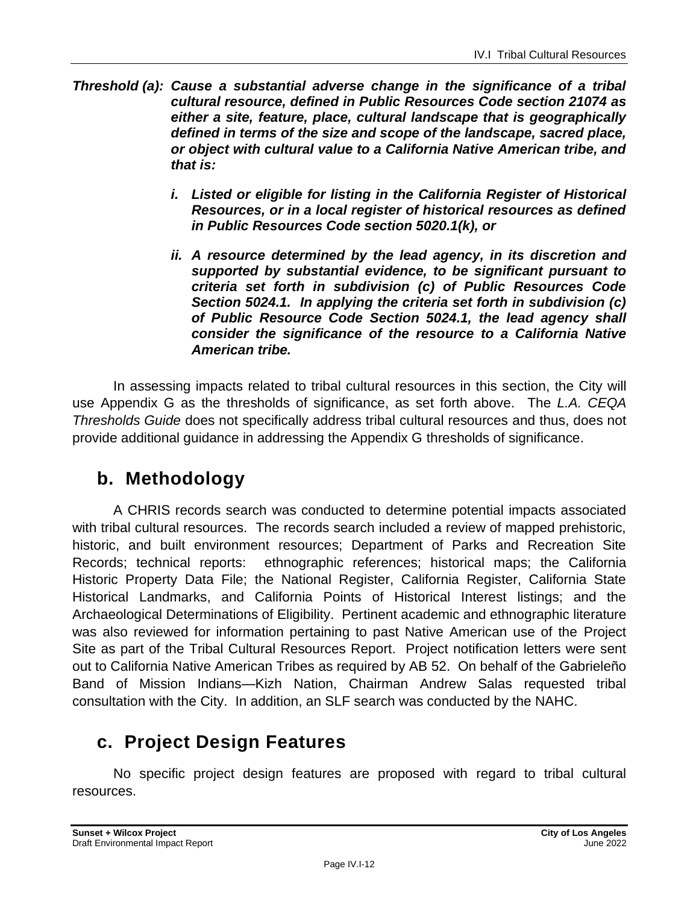***Threshold (a): Cause a substantial adverse change in the significance of a tribal cultural resource, defined in Public Resources Code section 21074 as either a site, feature, place, cultural landscape that is geographically defined in terms of the size and scope of the landscape, sacred place, or object with cultural value to a California Native American tribe, and that is:***

- ***i. Listed or eligible for listing in the California Register of Historical Resources, or in a local register of historical resources as defined in Public Resources Code section 5020.1(k), or***

- ***ii. A resource determined by the lead agency, in its discretion and supported by substantial evidence, to be significant pursuant to criteria set forth in subdivision (c) of Public Resources Code Section 5024.1. In applying the criteria set forth in subdivision (c) of Public Resource Code Section 5024.1, the lead agency shall consider the significance of the resource to a California Native American tribe.***

In assessing impacts related to tribal cultural resources in this section, the City will use Appendix G as the thresholds of significance, as set forth above. The *L.A. CEQA Thresholds Guide* does not specifically address tribal cultural resources and thus, does not provide additional guidance in addressing the Appendix G thresholds of significance.

## b. Methodology

A CHRIS records search was conducted to determine potential impacts associated with tribal cultural resources. The records search included a review of mapped prehistoric, historic, and built environment resources; Department of Parks and Recreation Site Records; technical reports: ethnographic references; historical maps; the California Historic Property Data File; the National Register, California Register, California State Historical Landmarks, and California Points of Historical Interest listings; and the Archaeological Determinations of Eligibility. Pertinent academic and ethnographic literature was also reviewed for information pertaining to past Native American use of the Project Site as part of the Tribal Cultural Resources Report. Project notification letters were sent out to California Native American Tribes as required by AB 52. On behalf of the Gabrieleño Band of Mission Indians—Kizh Nation, Chairman Andrew Salas requested tribal consultation with the City. In addition, an SLF search was conducted by the NAHC.

## c. Project Design Features

No specific project design features are proposed with regard to tribal cultural resources.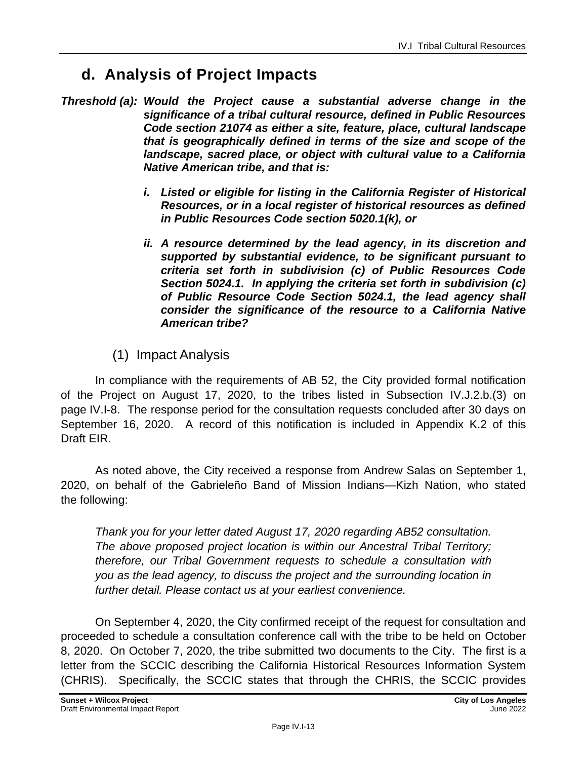## d. Analysis of Project Impacts

***Threshold (a): Would the Project cause a substantial adverse change in the significance of a tribal cultural resource, defined in Public Resources Code section 21074 as either a site, feature, place, cultural landscape that is geographically defined in terms of the size and scope of the landscape, sacred place, or object with cultural value to a California Native American tribe, and that is:***

> ***i. Listed or eligible for listing in the California Register of Historical Resources, or in a local register of historical resources as defined in Public Resources Code section 5020.1(k), or***
>
> ***ii. A resource determined by the lead agency, in its discretion and supported by substantial evidence, to be significant pursuant to criteria set forth in subdivision (c) of Public Resources Code Section 5024.1. In applying the criteria set forth in subdivision (c) of Public Resource Code Section 5024.1, the lead agency shall consider the significance of the resource to a California Native American tribe?***

### (1) Impact Analysis

In compliance with the requirements of AB 52, the City provided formal notification of the Project on August 17, 2020, to the tribes listed in Subsection IV.J.2.b.(3) on page IV.I-8. The response period for the consultation requests concluded after 30 days on September 16, 2020. A record of this notification is included in Appendix K.2 of this Draft EIR.

As noted above, the City received a response from Andrew Salas on September 1, 2020, on behalf of the Gabrieleño Band of Mission Indians—Kizh Nation, who stated the following:

> *Thank you for your letter dated August 17, 2020 regarding AB52 consultation. The above proposed project location is within our Ancestral Tribal Territory; therefore, our Tribal Government requests to schedule a consultation with you as the lead agency, to discuss the project and the surrounding location in further detail. Please contact us at your earliest convenience.*

On September 4, 2020, the City confirmed receipt of the request for consultation and proceeded to schedule a consultation conference call with the tribe to be held on October 8, 2020. On October 7, 2020, the tribe submitted two documents to the City. The first is a letter from the SCCIC describing the California Historical Resources Information System (CHRIS). Specifically, the SCCIC states that through the CHRIS, the SCCIC provides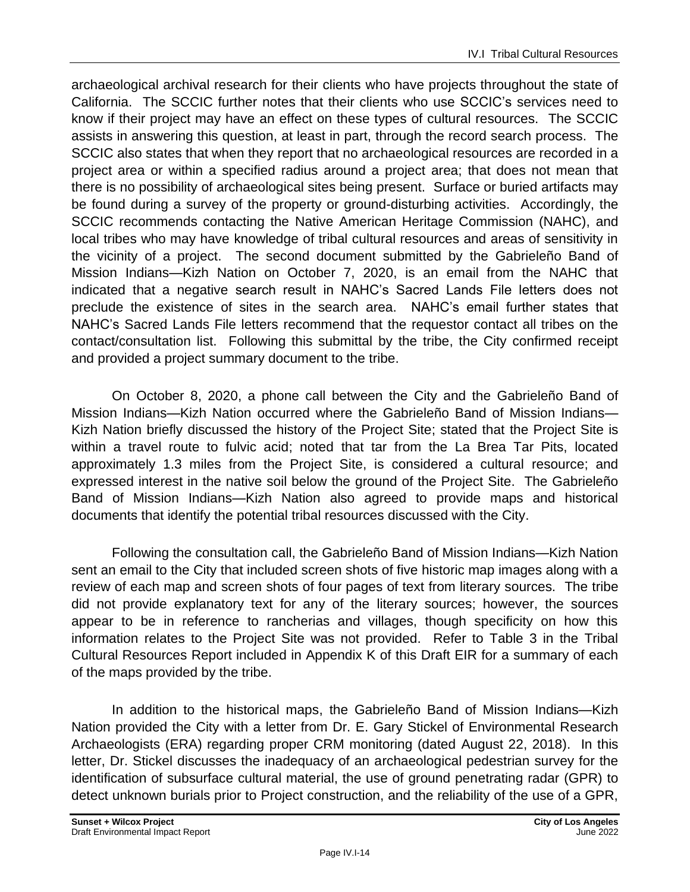archaeological archival research for their clients who have projects throughout the state of California. The SCCIC further notes that their clients who use SCCIC's services need to know if their project may have an effect on these types of cultural resources. The SCCIC assists in answering this question, at least in part, through the record search process. The SCCIC also states that when they report that no archaeological resources are recorded in a project area or within a specified radius around a project area; that does not mean that there is no possibility of archaeological sites being present. Surface or buried artifacts may be found during a survey of the property or ground-disturbing activities. Accordingly, the SCCIC recommends contacting the Native American Heritage Commission (NAHC), and local tribes who may have knowledge of tribal cultural resources and areas of sensitivity in the vicinity of a project. The second document submitted by the Gabrieleño Band of Mission Indians—Kizh Nation on October 7, 2020, is an email from the NAHC that indicated that a negative search result in NAHC's Sacred Lands File letters does not preclude the existence of sites in the search area. NAHC's email further states that NAHC's Sacred Lands File letters recommend that the requestor contact all tribes on the contact/consultation list. Following this submittal by the tribe, the City confirmed receipt and provided a project summary document to the tribe.

On October 8, 2020, a phone call between the City and the Gabrieleño Band of Mission Indians—Kizh Nation occurred where the Gabrieleño Band of Mission Indians—Kizh Nation briefly discussed the history of the Project Site; stated that the Project Site is within a travel route to fulvic acid; noted that tar from the La Brea Tar Pits, located approximately 1.3 miles from the Project Site, is considered a cultural resource; and expressed interest in the native soil below the ground of the Project Site. The Gabrieleño Band of Mission Indians—Kizh Nation also agreed to provide maps and historical documents that identify the potential tribal resources discussed with the City.

Following the consultation call, the Gabrieleño Band of Mission Indians—Kizh Nation sent an email to the City that included screen shots of five historic map images along with a review of each map and screen shots of four pages of text from literary sources. The tribe did not provide explanatory text for any of the literary sources; however, the sources appear to be in reference to rancherias and villages, though specificity on how this information relates to the Project Site was not provided. Refer to Table 3 in the Tribal Cultural Resources Report included in Appendix K of this Draft EIR for a summary of each of the maps provided by the tribe.

In addition to the historical maps, the Gabrieleño Band of Mission Indians—Kizh Nation provided the City with a letter from Dr. E. Gary Stickel of Environmental Research Archaeologists (ERA) regarding proper CRM monitoring (dated August 22, 2018). In this letter, Dr. Stickel discusses the inadequacy of an archaeological pedestrian survey for the identification of subsurface cultural material, the use of ground penetrating radar (GPR) to detect unknown burials prior to Project construction, and the reliability of the use of a GPR,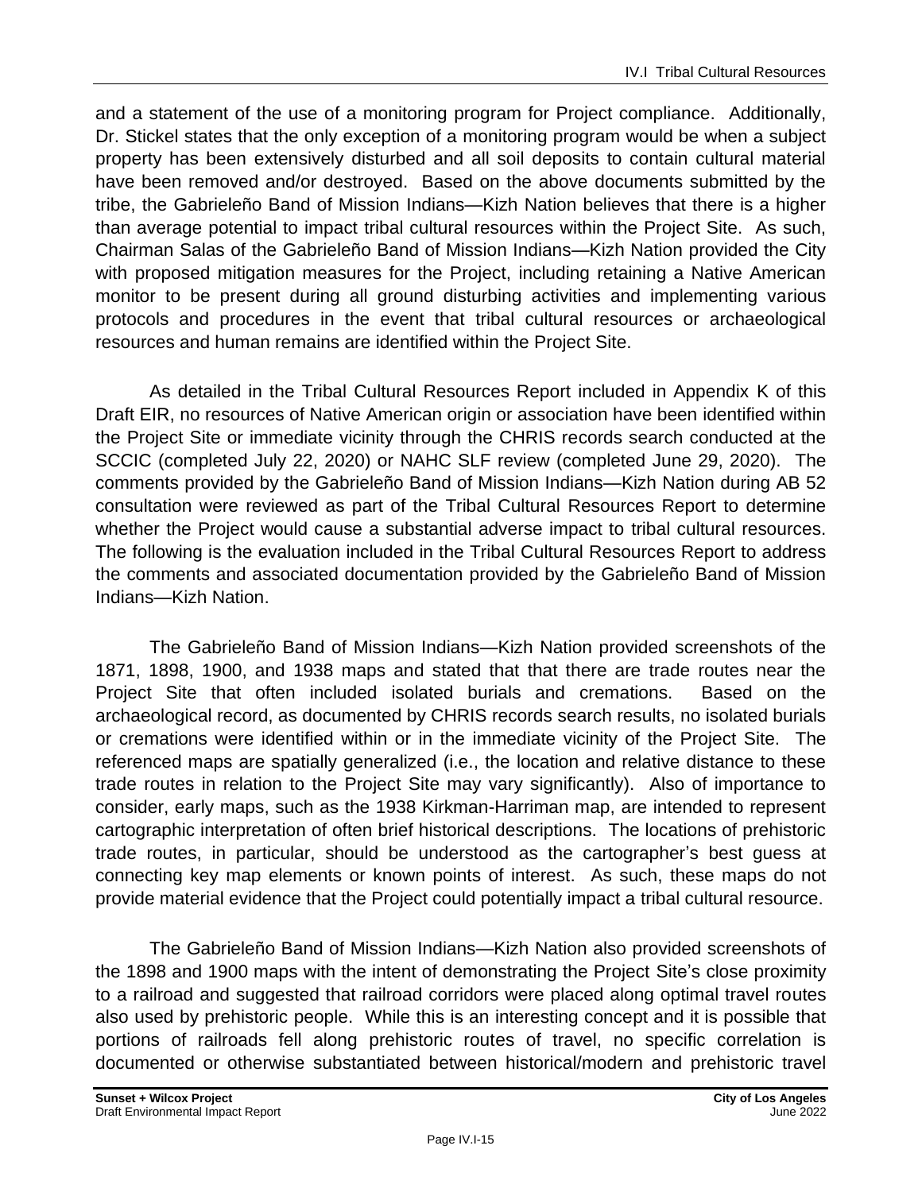and a statement of the use of a monitoring program for Project compliance. Additionally, Dr. Stickel states that the only exception of a monitoring program would be when a subject property has been extensively disturbed and all soil deposits to contain cultural material have been removed and/or destroyed. Based on the above documents submitted by the tribe, the Gabrieleño Band of Mission Indians—Kizh Nation believes that there is a higher than average potential to impact tribal cultural resources within the Project Site. As such, Chairman Salas of the Gabrieleño Band of Mission Indians—Kizh Nation provided the City with proposed mitigation measures for the Project, including retaining a Native American monitor to be present during all ground disturbing activities and implementing various protocols and procedures in the event that tribal cultural resources or archaeological resources and human remains are identified within the Project Site.

As detailed in the Tribal Cultural Resources Report included in Appendix K of this Draft EIR, no resources of Native American origin or association have been identified within the Project Site or immediate vicinity through the CHRIS records search conducted at the SCCIC (completed July 22, 2020) or NAHC SLF review (completed June 29, 2020). The comments provided by the Gabrieleño Band of Mission Indians—Kizh Nation during AB 52 consultation were reviewed as part of the Tribal Cultural Resources Report to determine whether the Project would cause a substantial adverse impact to tribal cultural resources. The following is the evaluation included in the Tribal Cultural Resources Report to address the comments and associated documentation provided by the Gabrieleño Band of Mission Indians—Kizh Nation.

The Gabrieleño Band of Mission Indians—Kizh Nation provided screenshots of the 1871, 1898, 1900, and 1938 maps and stated that that there are trade routes near the Project Site that often included isolated burials and cremations. Based on the archaeological record, as documented by CHRIS records search results, no isolated burials or cremations were identified within or in the immediate vicinity of the Project Site. The referenced maps are spatially generalized (i.e., the location and relative distance to these trade routes in relation to the Project Site may vary significantly). Also of importance to consider, early maps, such as the 1938 Kirkman-Harriman map, are intended to represent cartographic interpretation of often brief historical descriptions. The locations of prehistoric trade routes, in particular, should be understood as the cartographer's best guess at connecting key map elements or known points of interest. As such, these maps do not provide material evidence that the Project could potentially impact a tribal cultural resource.

The Gabrieleño Band of Mission Indians—Kizh Nation also provided screenshots of the 1898 and 1900 maps with the intent of demonstrating the Project Site's close proximity to a railroad and suggested that railroad corridors were placed along optimal travel routes also used by prehistoric people. While this is an interesting concept and it is possible that portions of railroads fell along prehistoric routes of travel, no specific correlation is documented or otherwise substantiated between historical/modern and prehistoric travel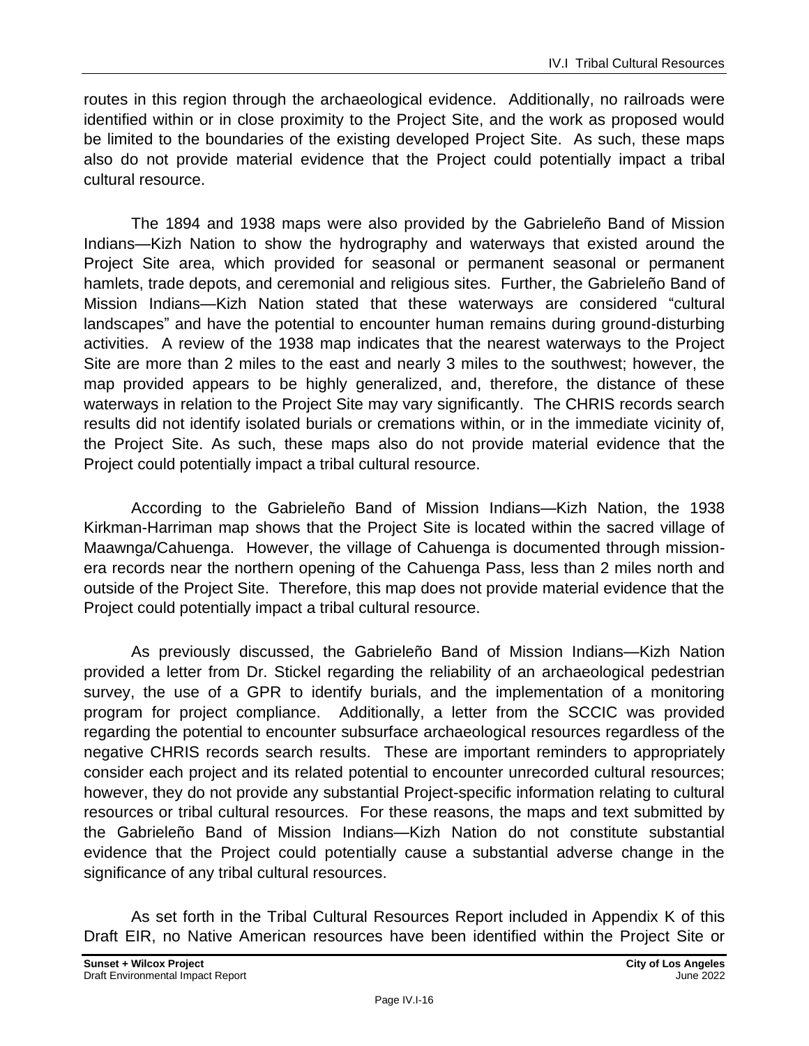routes in this region through the archaeological evidence. Additionally, no railroads were identified within or in close proximity to the Project Site, and the work as proposed would be limited to the boundaries of the existing developed Project Site. As such, these maps also do not provide material evidence that the Project could potentially impact a tribal cultural resource.

The 1894 and 1938 maps were also provided by the Gabrieleño Band of Mission Indians—Kizh Nation to show the hydrography and waterways that existed around the Project Site area, which provided for seasonal or permanent seasonal or permanent hamlets, trade depots, and ceremonial and religious sites. Further, the Gabrieleño Band of Mission Indians—Kizh Nation stated that these waterways are considered "cultural landscapes" and have the potential to encounter human remains during ground-disturbing activities. A review of the 1938 map indicates that the nearest waterways to the Project Site are more than 2 miles to the east and nearly 3 miles to the southwest; however, the map provided appears to be highly generalized, and, therefore, the distance of these waterways in relation to the Project Site may vary significantly. The CHRIS records search results did not identify isolated burials or cremations within, or in the immediate vicinity of, the Project Site. As such, these maps also do not provide material evidence that the Project could potentially impact a tribal cultural resource.

According to the Gabrieleño Band of Mission Indians—Kizh Nation, the 1938 Kirkman-Harriman map shows that the Project Site is located within the sacred village of Maawnga/Cahuenga. However, the village of Cahuenga is documented through mission-era records near the northern opening of the Cahuenga Pass, less than 2 miles north and outside of the Project Site. Therefore, this map does not provide material evidence that the Project could potentially impact a tribal cultural resource.

As previously discussed, the Gabrieleño Band of Mission Indians—Kizh Nation provided a letter from Dr. Stickel regarding the reliability of an archaeological pedestrian survey, the use of a GPR to identify burials, and the implementation of a monitoring program for project compliance. Additionally, a letter from the SCCIC was provided regarding the potential to encounter subsurface archaeological resources regardless of the negative CHRIS records search results. These are important reminders to appropriately consider each project and its related potential to encounter unrecorded cultural resources; however, they do not provide any substantial Project-specific information relating to cultural resources or tribal cultural resources. For these reasons, the maps and text submitted by the Gabrieleño Band of Mission Indians—Kizh Nation do not constitute substantial evidence that the Project could potentially cause a substantial adverse change in the significance of any tribal cultural resources.

As set forth in the Tribal Cultural Resources Report included in Appendix K of this Draft EIR, no Native American resources have been identified within the Project Site or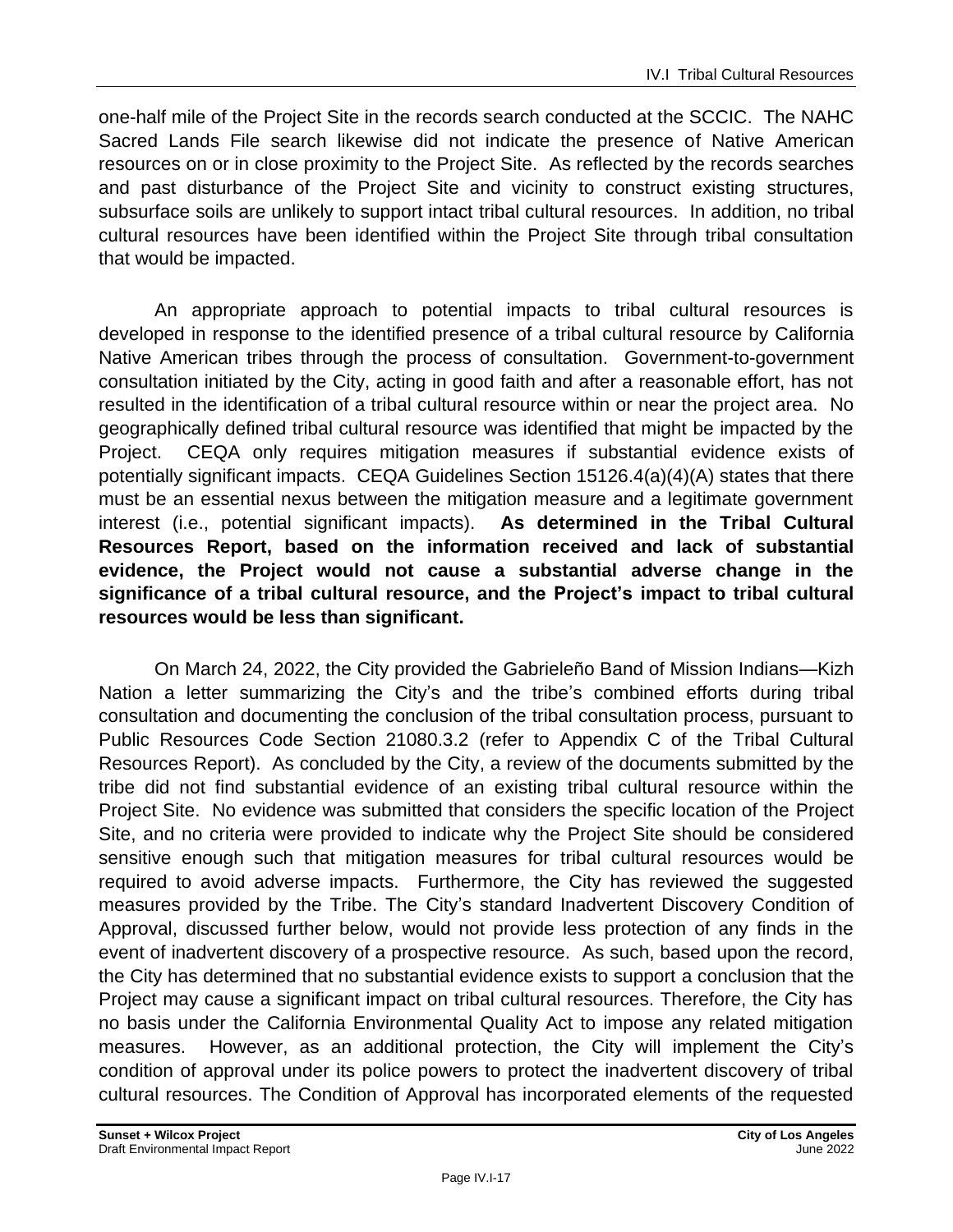one-half mile of the Project Site in the records search conducted at the SCCIC. The NAHC Sacred Lands File search likewise did not indicate the presence of Native American resources on or in close proximity to the Project Site. As reflected by the records searches and past disturbance of the Project Site and vicinity to construct existing structures, subsurface soils are unlikely to support intact tribal cultural resources. In addition, no tribal cultural resources have been identified within the Project Site through tribal consultation that would be impacted.

An appropriate approach to potential impacts to tribal cultural resources is developed in response to the identified presence of a tribal cultural resource by California Native American tribes through the process of consultation. Government-to-government consultation initiated by the City, acting in good faith and after a reasonable effort, has not resulted in the identification of a tribal cultural resource within or near the project area. No geographically defined tribal cultural resource was identified that might be impacted by the Project. CEQA only requires mitigation measures if substantial evidence exists of potentially significant impacts. CEQA Guidelines Section 15126.4(a)(4)(A) states that there must be an essential nexus between the mitigation measure and a legitimate government interest (i.e., potential significant impacts). **As determined in the Tribal Cultural Resources Report, based on the information received and lack of substantial evidence, the Project would not cause a substantial adverse change in the significance of a tribal cultural resource, and the Project's impact to tribal cultural resources would be less than significant.**

On March 24, 2022, the City provided the Gabrieleño Band of Mission Indians—Kizh Nation a letter summarizing the City's and the tribe's combined efforts during tribal consultation and documenting the conclusion of the tribal consultation process, pursuant to Public Resources Code Section 21080.3.2 (refer to Appendix C of the Tribal Cultural Resources Report). As concluded by the City, a review of the documents submitted by the tribe did not find substantial evidence of an existing tribal cultural resource within the Project Site. No evidence was submitted that considers the specific location of the Project Site, and no criteria were provided to indicate why the Project Site should be considered sensitive enough such that mitigation measures for tribal cultural resources would be required to avoid adverse impacts. Furthermore, the City has reviewed the suggested measures provided by the Tribe. The City's standard Inadvertent Discovery Condition of Approval, discussed further below, would not provide less protection of any finds in the event of inadvertent discovery of a prospective resource. As such, based upon the record, the City has determined that no substantial evidence exists to support a conclusion that the Project may cause a significant impact on tribal cultural resources. Therefore, the City has no basis under the California Environmental Quality Act to impose any related mitigation measures. However, as an additional protection, the City will implement the City's condition of approval under its police powers to protect the inadvertent discovery of tribal cultural resources. The Condition of Approval has incorporated elements of the requested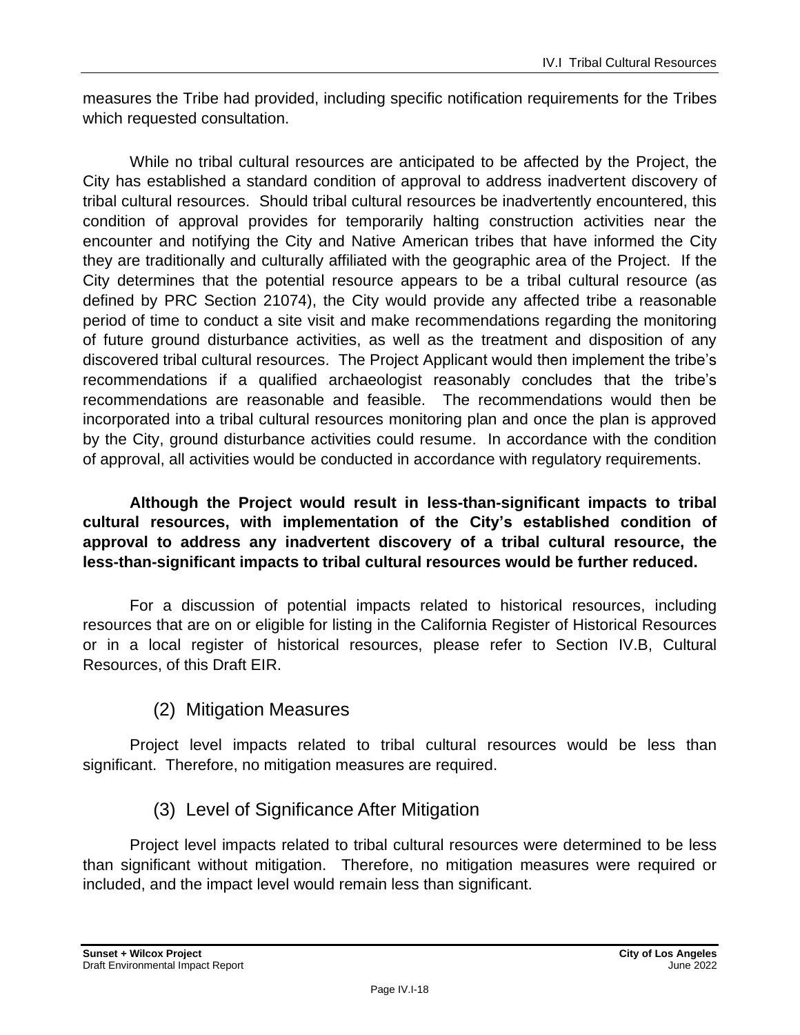measures the Tribe had provided, including specific notification requirements for the Tribes which requested consultation.

While no tribal cultural resources are anticipated to be affected by the Project, the City has established a standard condition of approval to address inadvertent discovery of tribal cultural resources. Should tribal cultural resources be inadvertently encountered, this condition of approval provides for temporarily halting construction activities near the encounter and notifying the City and Native American tribes that have informed the City they are traditionally and culturally affiliated with the geographic area of the Project. If the City determines that the potential resource appears to be a tribal cultural resource (as defined by PRC Section 21074), the City would provide any affected tribe a reasonable period of time to conduct a site visit and make recommendations regarding the monitoring of future ground disturbance activities, as well as the treatment and disposition of any discovered tribal cultural resources. The Project Applicant would then implement the tribe's recommendations if a qualified archaeologist reasonably concludes that the tribe's recommendations are reasonable and feasible. The recommendations would then be incorporated into a tribal cultural resources monitoring plan and once the plan is approved by the City, ground disturbance activities could resume. In accordance with the condition of approval, all activities would be conducted in accordance with regulatory requirements.

**Although the Project would result in less-than-significant impacts to tribal cultural resources, with implementation of the City's established condition of approval to address any inadvertent discovery of a tribal cultural resource, the less-than-significant impacts to tribal cultural resources would be further reduced.**

For a discussion of potential impacts related to historical resources, including resources that are on or eligible for listing in the California Register of Historical Resources or in a local register of historical resources, please refer to Section IV.B, Cultural Resources, of this Draft EIR.

### (2) Mitigation Measures

Project level impacts related to tribal cultural resources would be less than significant. Therefore, no mitigation measures are required.

### (3) Level of Significance After Mitigation

Project level impacts related to tribal cultural resources were determined to be less than significant without mitigation. Therefore, no mitigation measures were required or included, and the impact level would remain less than significant.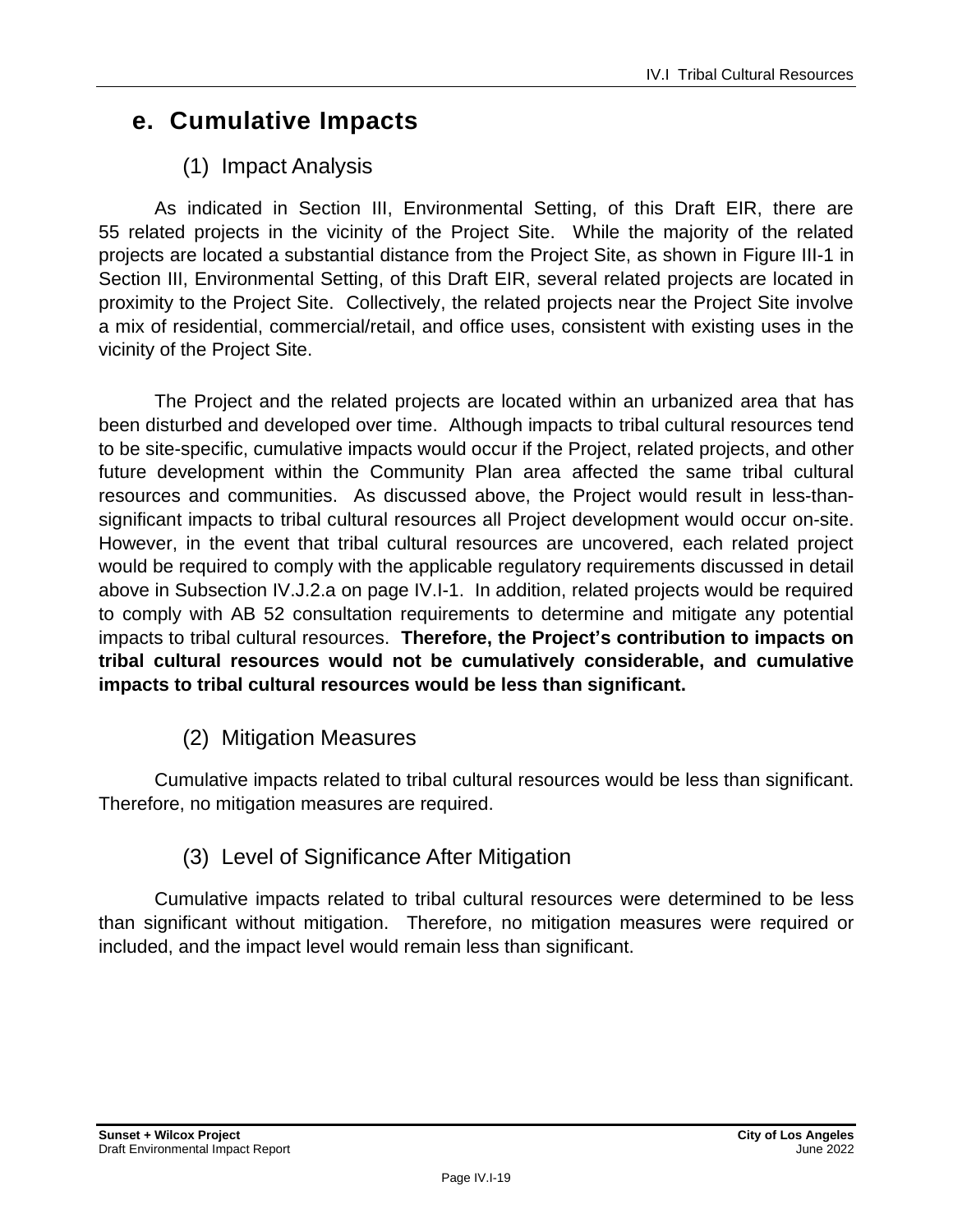## e. Cumulative Impacts

### (1) Impact Analysis

As indicated in Section III, Environmental Setting, of this Draft EIR, there are 55 related projects in the vicinity of the Project Site. While the majority of the related projects are located a substantial distance from the Project Site, as shown in Figure III-1 in Section III, Environmental Setting, of this Draft EIR, several related projects are located in proximity to the Project Site. Collectively, the related projects near the Project Site involve a mix of residential, commercial/retail, and office uses, consistent with existing uses in the vicinity of the Project Site.

The Project and the related projects are located within an urbanized area that has been disturbed and developed over time. Although impacts to tribal cultural resources tend to be site-specific, cumulative impacts would occur if the Project, related projects, and other future development within the Community Plan area affected the same tribal cultural resources and communities. As discussed above, the Project would result in less-than-significant impacts to tribal cultural resources all Project development would occur on-site. However, in the event that tribal cultural resources are uncovered, each related project would be required to comply with the applicable regulatory requirements discussed in detail above in Subsection IV.J.2.a on page IV.I-1. In addition, related projects would be required to comply with AB 52 consultation requirements to determine and mitigate any potential impacts to tribal cultural resources. **Therefore, the Project's contribution to impacts on tribal cultural resources would not be cumulatively considerable, and cumulative impacts to tribal cultural resources would be less than significant.**

### (2) Mitigation Measures

Cumulative impacts related to tribal cultural resources would be less than significant. Therefore, no mitigation measures are required.

### (3) Level of Significance After Mitigation

Cumulative impacts related to tribal cultural resources were determined to be less than significant without mitigation. Therefore, no mitigation measures were required or included, and the impact level would remain less than significant.